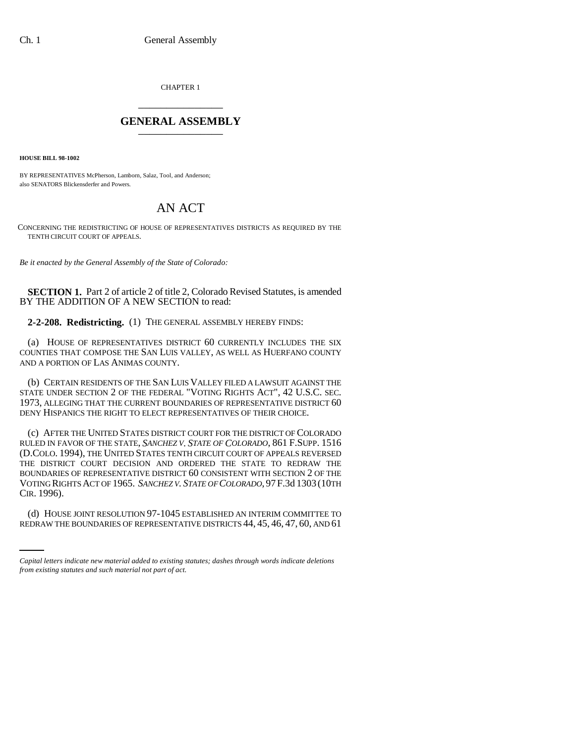CHAPTER 1

## GENERAL ASSEMBLY

**HOUSE BILL 98-1002**

BY REPRESENTATIVES McPherson, Lamborn, Salaz, Tool, and Anderson;
also SENATORS Blickensderfer and Powers.

# AN ACT

CONCERNING THE REDISTRICTING OF HOUSE OF REPRESENTATIVES DISTRICTS AS REQUIRED BY THE TENTH CIRCUIT COURT OF APPEALS.

*Be it enacted by the General Assembly of the State of Colorado:*

**SECTION 1.** Part 2 of article 2 of title 2, Colorado Revised Statutes, is amended BY THE ADDITION OF A NEW SECTION to read:

**2-2-208. Redistricting.** (1) THE GENERAL ASSEMBLY HEREBY FINDS:

(a) HOUSE OF REPRESENTATIVES DISTRICT 60 CURRENTLY INCLUDES THE SIX COUNTIES THAT COMPOSE THE SAN LUIS VALLEY, AS WELL AS HUERFANO COUNTY AND A PORTION OF LAS ANIMAS COUNTY.

(b) CERTAIN RESIDENTS OF THE SAN LUIS VALLEY FILED A LAWSUIT AGAINST THE STATE UNDER SECTION 2 OF THE FEDERAL "VOTING RIGHTS ACT", 42 U.S.C. SEC. 1973, ALLEGING THAT THE CURRENT BOUNDARIES OF REPRESENTATIVE DISTRICT 60 DENY HISPANICS THE RIGHT TO ELECT REPRESENTATIVES OF THEIR CHOICE.

(c) AFTER THE UNITED STATES DISTRICT COURT FOR THE DISTRICT OF COLORADO RULED IN FAVOR OF THE STATE, *SANCHEZ V. STATE OF COLORADO*, 861 F.SUPP. 1516 (D.COLO. 1994), THE UNITED STATES TENTH CIRCUIT COURT OF APPEALS REVERSED THE DISTRICT COURT DECISION AND ORDERED THE STATE TO REDRAW THE BOUNDARIES OF REPRESENTATIVE DISTRICT 60 CONSISTENT WITH SECTION 2 OF THE VOTING RIGHTS ACT OF 1965. *SANCHEZ V. STATE OF COLORADO*, 97 F.3d 1303 (10TH CIR. 1996).

(d) HOUSE JOINT RESOLUTION 97-1045 ESTABLISHED AN INTERIM COMMITTEE TO REDRAW THE BOUNDARIES OF REPRESENTATIVE DISTRICTS 44, 45, 46, 47, 60, AND 61

*Capital letters indicate new material added to existing statutes; dashes through words indicate deletions from existing statutes and such material not part of act.*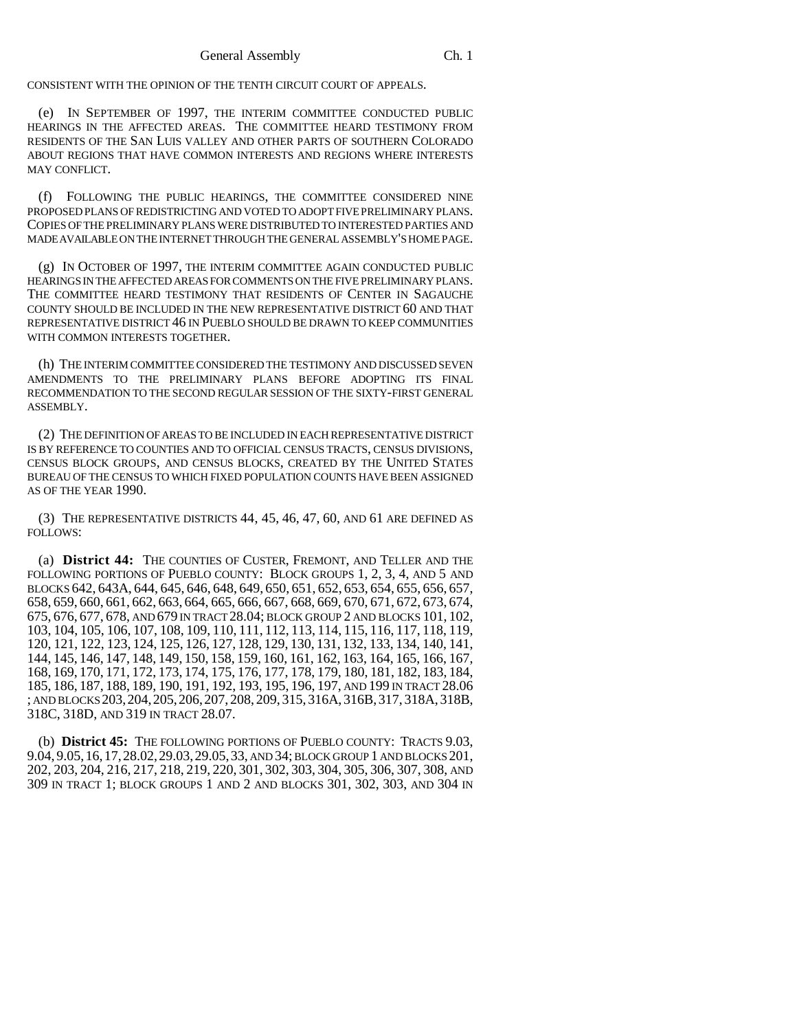CONSISTENT WITH THE OPINION OF THE TENTH CIRCUIT COURT OF APPEALS.

(e) IN SEPTEMBER OF 1997, THE INTERIM COMMITTEE CONDUCTED PUBLIC HEARINGS IN THE AFFECTED AREAS. THE COMMITTEE HEARD TESTIMONY FROM RESIDENTS OF THE SAN LUIS VALLEY AND OTHER PARTS OF SOUTHERN COLORADO ABOUT REGIONS THAT HAVE COMMON INTERESTS AND REGIONS WHERE INTERESTS MAY CONFLICT.

(f) FOLLOWING THE PUBLIC HEARINGS, THE COMMITTEE CONSIDERED NINE PROPOSED PLANS OF REDISTRICTING AND VOTED TO ADOPT FIVE PRELIMINARY PLANS. COPIES OF THE PRELIMINARY PLANS WERE DISTRIBUTED TO INTERESTED PARTIES AND MADE AVAILABLE ON THE INTERNET THROUGH THE GENERAL ASSEMBLY'S HOME PAGE.

(g) IN OCTOBER OF 1997, THE INTERIM COMMITTEE AGAIN CONDUCTED PUBLIC HEARINGS IN THE AFFECTED AREAS FOR COMMENTS ON THE FIVE PRELIMINARY PLANS. THE COMMITTEE HEARD TESTIMONY THAT RESIDENTS OF CENTER IN SAGAUCHE COUNTY SHOULD BE INCLUDED IN THE NEW REPRESENTATIVE DISTRICT 60 AND THAT REPRESENTATIVE DISTRICT 46 IN PUEBLO SHOULD BE DRAWN TO KEEP COMMUNITIES WITH COMMON INTERESTS TOGETHER.

(h) THE INTERIM COMMITTEE CONSIDERED THE TESTIMONY AND DISCUSSED SEVEN AMENDMENTS TO THE PRELIMINARY PLANS BEFORE ADOPTING ITS FINAL RECOMMENDATION TO THE SECOND REGULAR SESSION OF THE SIXTY-FIRST GENERAL ASSEMBLY.

(2) THE DEFINITION OF AREAS TO BE INCLUDED IN EACH REPRESENTATIVE DISTRICT IS BY REFERENCE TO COUNTIES AND TO OFFICIAL CENSUS TRACTS, CENSUS DIVISIONS, CENSUS BLOCK GROUPS, AND CENSUS BLOCKS, CREATED BY THE UNITED STATES BUREAU OF THE CENSUS TO WHICH FIXED POPULATION COUNTS HAVE BEEN ASSIGNED AS OF THE YEAR 1990.

(3) THE REPRESENTATIVE DISTRICTS 44, 45, 46, 47, 60, AND 61 ARE DEFINED AS FOLLOWS:

(a) **District 44:** THE COUNTIES OF CUSTER, FREMONT, AND TELLER AND THE FOLLOWING PORTIONS OF PUEBLO COUNTY: BLOCK GROUPS 1, 2, 3, 4, AND 5 AND BLOCKS 642, 643A, 644, 645, 646, 648, 649, 650, 651, 652, 653, 654, 655, 656, 657, 658, 659, 660, 661, 662, 663, 664, 665, 666, 667, 668, 669, 670, 671, 672, 673, 674, 675, 676, 677, 678, AND 679 IN TRACT 28.04; BLOCK GROUP 2 AND BLOCKS 101, 102, 103, 104, 105, 106, 107, 108, 109, 110, 111, 112, 113, 114, 115, 116, 117, 118, 119, 120, 121, 122, 123, 124, 125, 126, 127, 128, 129, 130, 131, 132, 133, 134, 140, 141, 144, 145, 146, 147, 148, 149, 150, 158, 159, 160, 161, 162, 163, 164, 165, 166, 167, 168, 169, 170, 171, 172, 173, 174, 175, 176, 177, 178, 179, 180, 181, 182, 183, 184, 185, 186, 187, 188, 189, 190, 191, 192, 193, 195, 196, 197, AND 199 IN TRACT 28.06 ; AND BLOCKS 203, 204, 205, 206, 207, 208, 209, 315, 316A, 316B, 317, 318A, 318B, 318C, 318D, AND 319 IN TRACT 28.07.

(b) **District 45:** THE FOLLOWING PORTIONS OF PUEBLO COUNTY: TRACTS 9.03, 9.04, 9.05, 16, 17, 28.02, 29.03, 29.05, 33, AND 34; BLOCK GROUP 1 AND BLOCKS 201, 202, 203, 204, 216, 217, 218, 219, 220, 301, 302, 303, 304, 305, 306, 307, 308, AND 309 IN TRACT 1; BLOCK GROUPS 1 AND 2 AND BLOCKS 301, 302, 303, AND 304 IN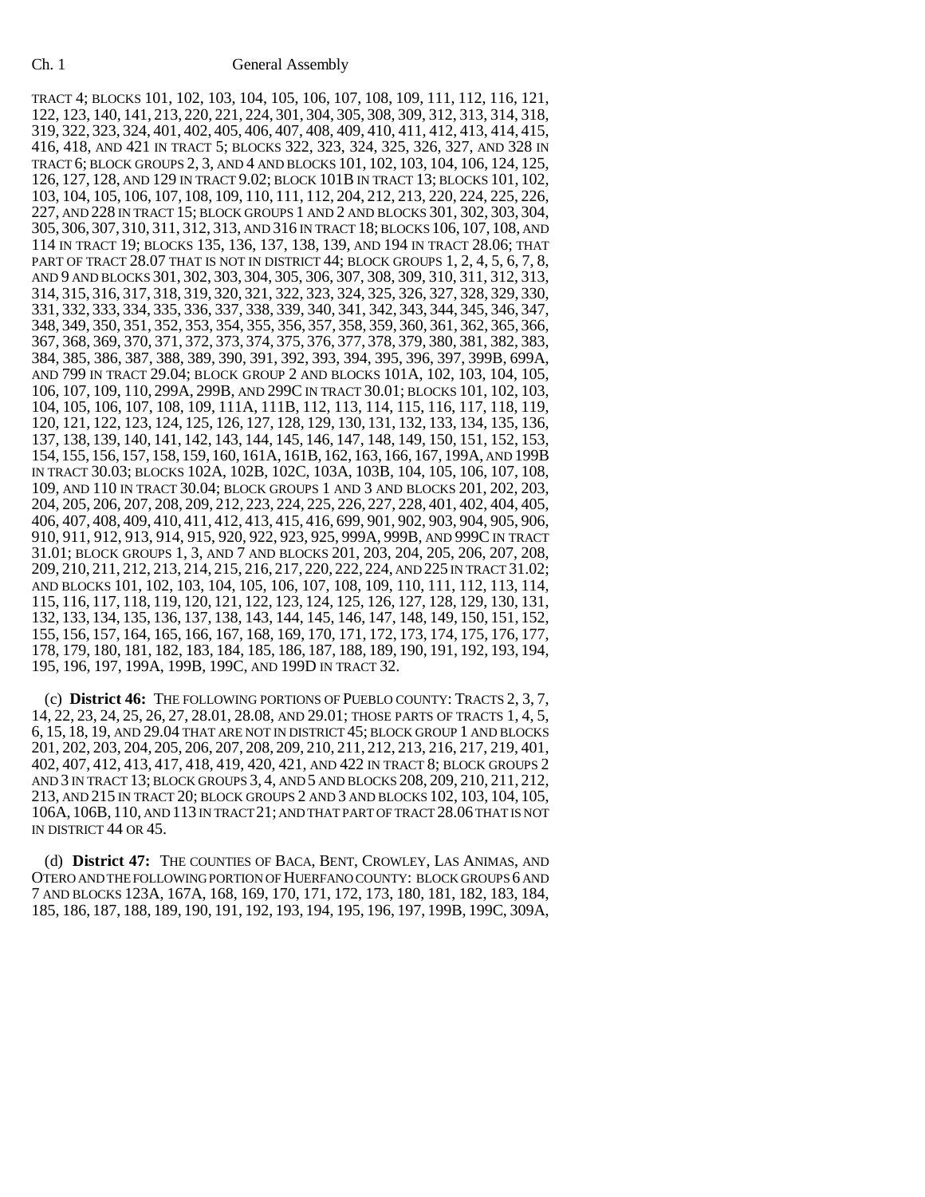TRACT 4; BLOCKS 101, 102, 103, 104, 105, 106, 107, 108, 109, 111, 112, 116, 121, 122, 123, 140, 141, 213, 220, 221, 224, 301, 304, 305, 308, 309, 312, 313, 314, 318, 319, 322, 323, 324, 401, 402, 405, 406, 407, 408, 409, 410, 411, 412, 413, 414, 415, 416, 418, AND 421 IN TRACT 5; BLOCKS 322, 323, 324, 325, 326, 327, AND 328 IN TRACT 6; BLOCK GROUPS 2, 3, AND 4 AND BLOCKS 101, 102, 103, 104, 106, 124, 125, 126, 127, 128, AND 129 IN TRACT 9.02; BLOCK 101B IN TRACT 13; BLOCKS 101, 102, 103, 104, 105, 106, 107, 108, 109, 110, 111, 112, 204, 212, 213, 220, 224, 225, 226, 227, AND 228 IN TRACT 15; BLOCK GROUPS 1 AND 2 AND BLOCKS 301, 302, 303, 304, 305, 306, 307, 310, 311, 312, 313, AND 316 IN TRACT 18; BLOCKS 106, 107, 108, AND 114 IN TRACT 19; BLOCKS 135, 136, 137, 138, 139, AND 194 IN TRACT 28.06; THAT PART OF TRACT 28.07 THAT IS NOT IN DISTRICT 44; BLOCK GROUPS 1, 2, 4, 5, 6, 7, 8, AND 9 AND BLOCKS 301, 302, 303, 304, 305, 306, 307, 308, 309, 310, 311, 312, 313, 314, 315, 316, 317, 318, 319, 320, 321, 322, 323, 324, 325, 326, 327, 328, 329, 330, 331, 332, 333, 334, 335, 336, 337, 338, 339, 340, 341, 342, 343, 344, 345, 346, 347, 348, 349, 350, 351, 352, 353, 354, 355, 356, 357, 358, 359, 360, 361, 362, 365, 366, 367, 368, 369, 370, 371, 372, 373, 374, 375, 376, 377, 378, 379, 380, 381, 382, 383, 384, 385, 386, 387, 388, 389, 390, 391, 392, 393, 394, 395, 396, 397, 399B, 699A, AND 799 IN TRACT 29.04; BLOCK GROUP 2 AND BLOCKS 101A, 102, 103, 104, 105, 106, 107, 109, 110, 299A, 299B, AND 299C IN TRACT 30.01; BLOCKS 101, 102, 103, 104, 105, 106, 107, 108, 109, 111A, 111B, 112, 113, 114, 115, 116, 117, 118, 119, 120, 121, 122, 123, 124, 125, 126, 127, 128, 129, 130, 131, 132, 133, 134, 135, 136, 137, 138, 139, 140, 141, 142, 143, 144, 145, 146, 147, 148, 149, 150, 151, 152, 153, 154, 155, 156, 157, 158, 159, 160, 161A, 161B, 162, 163, 166, 167, 199A, AND 199B IN TRACT 30.03; BLOCKS 102A, 102B, 102C, 103A, 103B, 104, 105, 106, 107, 108, 109, AND 110 IN TRACT 30.04; BLOCK GROUPS 1 AND 3 AND BLOCKS 201, 202, 203, 204, 205, 206, 207, 208, 209, 212, 223, 224, 225, 226, 227, 228, 401, 402, 404, 405, 406, 407, 408, 409, 410, 411, 412, 413, 415, 416, 699, 901, 902, 903, 904, 905, 906, 910, 911, 912, 913, 914, 915, 920, 922, 923, 925, 999A, 999B, AND 999C IN TRACT 31.01; BLOCK GROUPS 1, 3, AND 7 AND BLOCKS 201, 203, 204, 205, 206, 207, 208, 209, 210, 211, 212, 213, 214, 215, 216, 217, 220, 222, 224, AND 225 IN TRACT 31.02; AND BLOCKS 101, 102, 103, 104, 105, 106, 107, 108, 109, 110, 111, 112, 113, 114, 115, 116, 117, 118, 119, 120, 121, 122, 123, 124, 125, 126, 127, 128, 129, 130, 131, 132, 133, 134, 135, 136, 137, 138, 143, 144, 145, 146, 147, 148, 149, 150, 151, 152, 155, 156, 157, 164, 165, 166, 167, 168, 169, 170, 171, 172, 173, 174, 175, 176, 177, 178, 179, 180, 181, 182, 183, 184, 185, 186, 187, 188, 189, 190, 191, 192, 193, 194, 195, 196, 197, 199A, 199B, 199C, AND 199D IN TRACT 32.

(c) **District 46:** THE FOLLOWING PORTIONS OF PUEBLO COUNTY: TRACTS 2, 3, 7, 14, 22, 23, 24, 25, 26, 27, 28.01, 28.08, AND 29.01; THOSE PARTS OF TRACTS 1, 4, 5, 6, 15, 18, 19, AND 29.04 THAT ARE NOT IN DISTRICT 45; BLOCK GROUP 1 AND BLOCKS 201, 202, 203, 204, 205, 206, 207, 208, 209, 210, 211, 212, 213, 216, 217, 219, 401, 402, 407, 412, 413, 417, 418, 419, 420, 421, AND 422 IN TRACT 8; BLOCK GROUPS 2 AND 3 IN TRACT 13; BLOCK GROUPS 3, 4, AND 5 AND BLOCKS 208, 209, 210, 211, 212, 213, AND 215 IN TRACT 20; BLOCK GROUPS 2 AND 3 AND BLOCKS 102, 103, 104, 105, 106A, 106B, 110, AND 113 IN TRACT 21; AND THAT PART OF TRACT 28.06 THAT IS NOT IN DISTRICT 44 OR 45.

(d) **District 47:** THE COUNTIES OF BACA, BENT, CROWLEY, LAS ANIMAS, AND OTERO AND THE FOLLOWING PORTION OF HUERFANO COUNTY: BLOCK GROUPS 6 AND 7 AND BLOCKS 123A, 167A, 168, 169, 170, 171, 172, 173, 180, 181, 182, 183, 184, 185, 186, 187, 188, 189, 190, 191, 192, 193, 194, 195, 196, 197, 199B, 199C, 309A,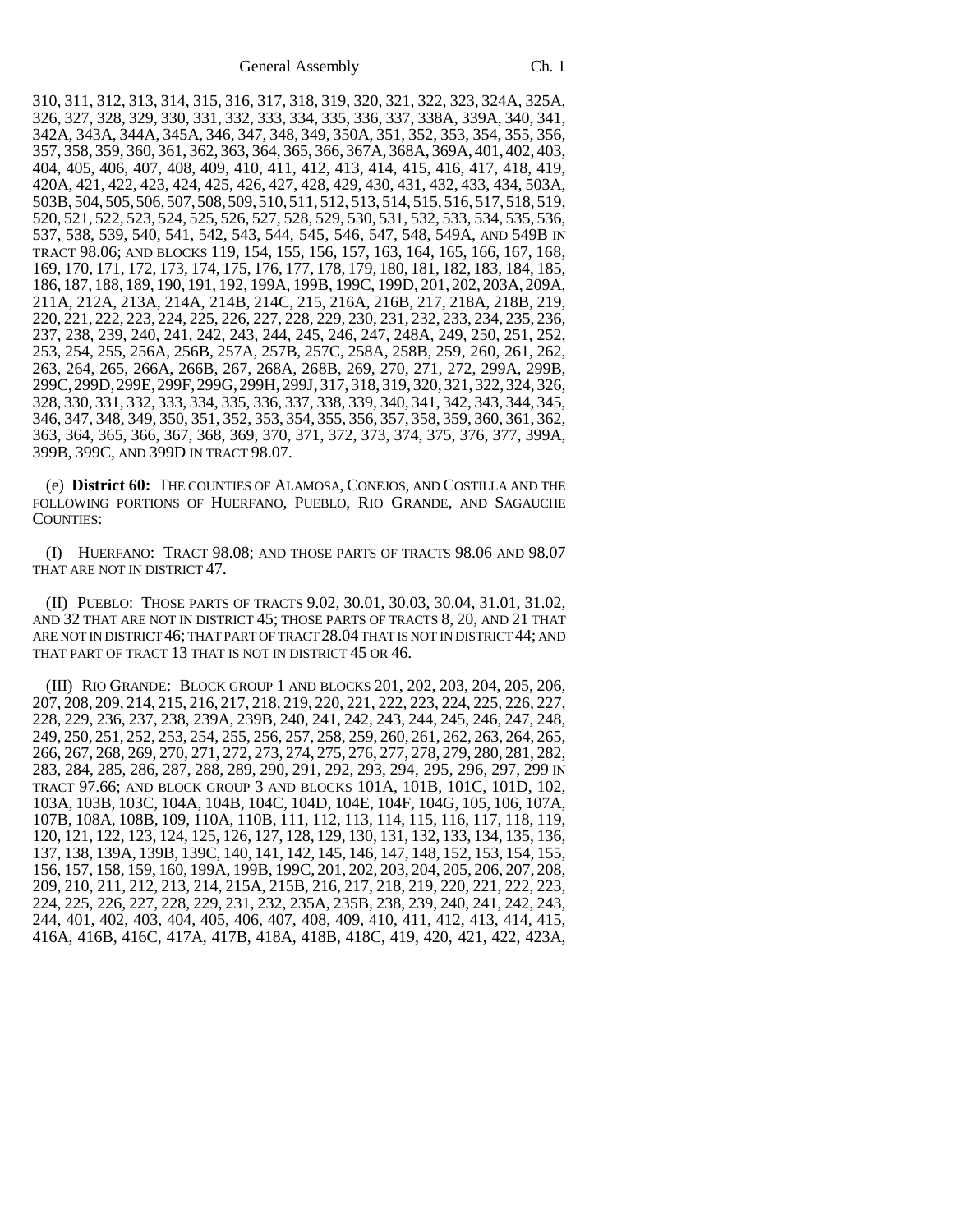310, 311, 312, 313, 314, 315, 316, 317, 318, 319, 320, 321, 322, 323, 324A, 325A, 326, 327, 328, 329, 330, 331, 332, 333, 334, 335, 336, 337, 338A, 339A, 340, 341, 342A, 343A, 344A, 345A, 346, 347, 348, 349, 350A, 351, 352, 353, 354, 355, 356, 357, 358, 359, 360, 361, 362, 363, 364, 365, 366, 367A, 368A, 369A, 401, 402, 403, 404, 405, 406, 407, 408, 409, 410, 411, 412, 413, 414, 415, 416, 417, 418, 419, 420A, 421, 422, 423, 424, 425, 426, 427, 428, 429, 430, 431, 432, 433, 434, 503A, 503B, 504, 505, 506, 507, 508, 509, 510, 511, 512, 513, 514, 515, 516, 517, 518, 519, 520, 521, 522, 523, 524, 525, 526, 527, 528, 529, 530, 531, 532, 533, 534, 535, 536, 537, 538, 539, 540, 541, 542, 543, 544, 545, 546, 547, 548, 549A, AND 549B IN TRACT 98.06; AND BLOCKS 119, 154, 155, 156, 157, 163, 164, 165, 166, 167, 168, 169, 170, 171, 172, 173, 174, 175, 176, 177, 178, 179, 180, 181, 182, 183, 184, 185, 186, 187, 188, 189, 190, 191, 192, 199A, 199B, 199C, 199D, 201, 202, 203A, 209A, 211A, 212A, 213A, 214A, 214B, 214C, 215, 216A, 216B, 217, 218A, 218B, 219, 220, 221, 222, 223, 224, 225, 226, 227, 228, 229, 230, 231, 232, 233, 234, 235, 236, 237, 238, 239, 240, 241, 242, 243, 244, 245, 246, 247, 248A, 249, 250, 251, 252, 253, 254, 255, 256A, 256B, 257A, 257B, 257C, 258A, 258B, 259, 260, 261, 262, 263, 264, 265, 266A, 266B, 267, 268A, 268B, 269, 270, 271, 272, 299A, 299B, 299C, 299D, 299E, 299F, 299G, 299H, 299J, 317, 318, 319, 320, 321, 322, 324, 326, 328, 330, 331, 332, 333, 334, 335, 336, 337, 338, 339, 340, 341, 342, 343, 344, 345, 346, 347, 348, 349, 350, 351, 352, 353, 354, 355, 356, 357, 358, 359, 360, 361, 362, 363, 364, 365, 366, 367, 368, 369, 370, 371, 372, 373, 374, 375, 376, 377, 399A, 399B, 399C, AND 399D IN TRACT 98.07.

(e) **District 60:** THE COUNTIES OF ALAMOSA, CONEJOS, AND COSTILLA AND THE FOLLOWING PORTIONS OF HUERFANO, PUEBLO, RIO GRANDE, AND SAGAUCHE COUNTIES:

(I) HUERFANO: TRACT 98.08; AND THOSE PARTS OF TRACTS 98.06 AND 98.07 THAT ARE NOT IN DISTRICT 47.

(II) PUEBLO: THOSE PARTS OF TRACTS 9.02, 30.01, 30.03, 30.04, 31.01, 31.02, AND 32 THAT ARE NOT IN DISTRICT 45; THOSE PARTS OF TRACTS 8, 20, AND 21 THAT ARE NOT IN DISTRICT 46; THAT PART OF TRACT 28.04 THAT IS NOT IN DISTRICT 44; AND THAT PART OF TRACT 13 THAT IS NOT IN DISTRICT 45 OR 46.

(III) RIO GRANDE: BLOCK GROUP 1 AND BLOCKS 201, 202, 203, 204, 205, 206, 207, 208, 209, 214, 215, 216, 217, 218, 219, 220, 221, 222, 223, 224, 225, 226, 227, 228, 229, 236, 237, 238, 239A, 239B, 240, 241, 242, 243, 244, 245, 246, 247, 248, 249, 250, 251, 252, 253, 254, 255, 256, 257, 258, 259, 260, 261, 262, 263, 264, 265, 266, 267, 268, 269, 270, 271, 272, 273, 274, 275, 276, 277, 278, 279, 280, 281, 282, 283, 284, 285, 286, 287, 288, 289, 290, 291, 292, 293, 294, 295, 296, 297, 299 IN TRACT 97.66; AND BLOCK GROUP 3 AND BLOCKS 101A, 101B, 101C, 101D, 102, 103A, 103B, 103C, 104A, 104B, 104C, 104D, 104E, 104F, 104G, 105, 106, 107A, 107B, 108A, 108B, 109, 110A, 110B, 111, 112, 113, 114, 115, 116, 117, 118, 119, 120, 121, 122, 123, 124, 125, 126, 127, 128, 129, 130, 131, 132, 133, 134, 135, 136, 137, 138, 139A, 139B, 139C, 140, 141, 142, 145, 146, 147, 148, 152, 153, 154, 155, 156, 157, 158, 159, 160, 199A, 199B, 199C, 201, 202, 203, 204, 205, 206, 207, 208, 209, 210, 211, 212, 213, 214, 215A, 215B, 216, 217, 218, 219, 220, 221, 222, 223, 224, 225, 226, 227, 228, 229, 231, 232, 235A, 235B, 238, 239, 240, 241, 242, 243, 244, 401, 402, 403, 404, 405, 406, 407, 408, 409, 410, 411, 412, 413, 414, 415, 416A, 416B, 416C, 417A, 417B, 418A, 418B, 418C, 419, 420, 421, 422, 423A,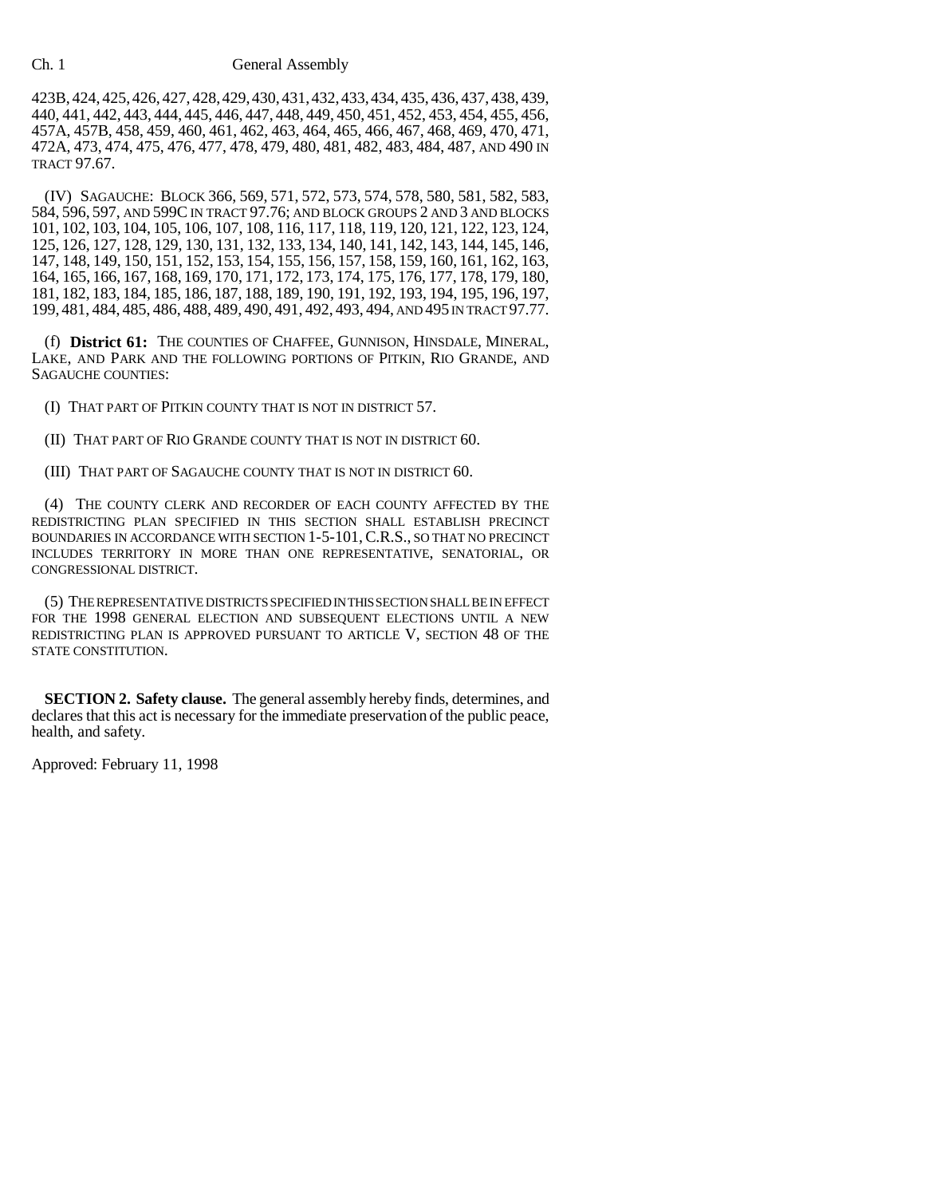423B, 424, 425, 426, 427, 428, 429, 430, 431, 432, 433, 434, 435, 436, 437, 438, 439, 440, 441, 442, 443, 444, 445, 446, 447, 448, 449, 450, 451, 452, 453, 454, 455, 456, 457A, 457B, 458, 459, 460, 461, 462, 463, 464, 465, 466, 467, 468, 469, 470, 471, 472A, 473, 474, 475, 476, 477, 478, 479, 480, 481, 482, 483, 484, 487, AND 490 IN TRACT 97.67.

(IV) SAGAUCHE: BLOCK 366, 569, 571, 572, 573, 574, 578, 580, 581, 582, 583, 584, 596, 597, AND 599C IN TRACT 97.76; AND BLOCK GROUPS 2 AND 3 AND BLOCKS 101, 102, 103, 104, 105, 106, 107, 108, 116, 117, 118, 119, 120, 121, 122, 123, 124, 125, 126, 127, 128, 129, 130, 131, 132, 133, 134, 140, 141, 142, 143, 144, 145, 146, 147, 148, 149, 150, 151, 152, 153, 154, 155, 156, 157, 158, 159, 160, 161, 162, 163, 164, 165, 166, 167, 168, 169, 170, 171, 172, 173, 174, 175, 176, 177, 178, 179, 180, 181, 182, 183, 184, 185, 186, 187, 188, 189, 190, 191, 192, 193, 194, 195, 196, 197, 199, 481, 484, 485, 486, 488, 489, 490, 491, 492, 493, 494, AND 495 IN TRACT 97.77.

(f) **District 61:** THE COUNTIES OF CHAFFEE, GUNNISON, HINSDALE, MINERAL, LAKE, AND PARK AND THE FOLLOWING PORTIONS OF PITKIN, RIO GRANDE, AND SAGAUCHE COUNTIES:

(I) THAT PART OF PITKIN COUNTY THAT IS NOT IN DISTRICT 57.

(II) THAT PART OF RIO GRANDE COUNTY THAT IS NOT IN DISTRICT 60.

(III) THAT PART OF SAGAUCHE COUNTY THAT IS NOT IN DISTRICT 60.

(4) THE COUNTY CLERK AND RECORDER OF EACH COUNTY AFFECTED BY THE REDISTRICTING PLAN SPECIFIED IN THIS SECTION SHALL ESTABLISH PRECINCT BOUNDARIES IN ACCORDANCE WITH SECTION 1-5-101, C.R.S., SO THAT NO PRECINCT INCLUDES TERRITORY IN MORE THAN ONE REPRESENTATIVE, SENATORIAL, OR CONGRESSIONAL DISTRICT.

(5) THE REPRESENTATIVE DISTRICTS SPECIFIED IN THIS SECTION SHALL BE IN EFFECT FOR THE 1998 GENERAL ELECTION AND SUBSEQUENT ELECTIONS UNTIL A NEW REDISTRICTING PLAN IS APPROVED PURSUANT TO ARTICLE V, SECTION 48 OF THE STATE CONSTITUTION.

**SECTION 2. Safety clause.** The general assembly hereby finds, determines, and declares that this act is necessary for the immediate preservation of the public peace, health, and safety.

Approved: February 11, 1998